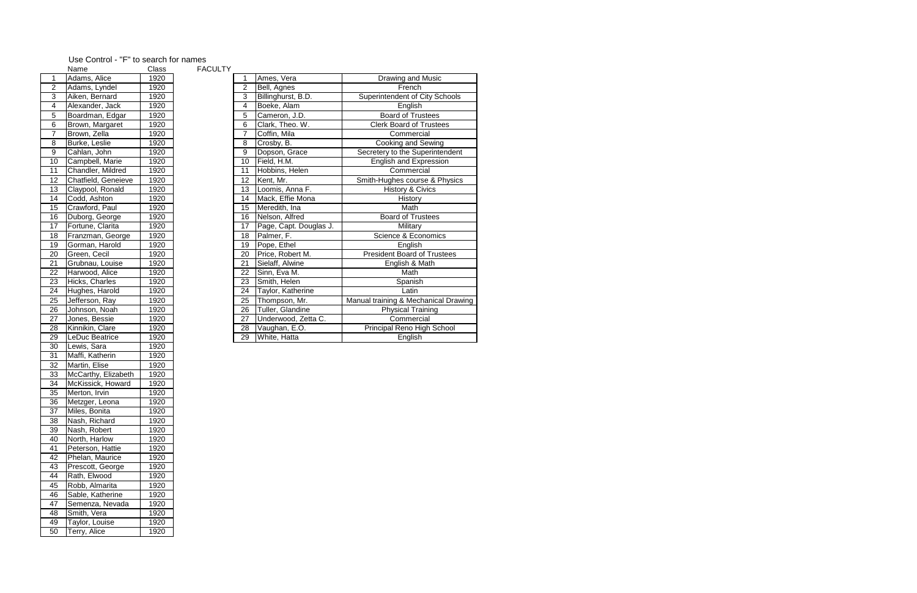Use Control - "F" to search for names

| | Name | Class |
|---|---|---|
| 1 | Adams, Alice | 1920 |
| 2 | Adams, Lyndel | 1920 |
| 3 | Aiken, Bernard | 1920 |
| 4 | Alexander, Jack | 1920 |
| 5 | Boardman, Edgar | 1920 |
| 6 | Brown, Margaret | 1920 |
| 7 | Brown, Zella | 1920 |
| 8 | Burke, Leslie | 1920 |
| 9 | Cahlan, John | 1920 |
| 10 | Campbell, Marie | 1920 |
| 11 | Chandler, Mildred | 1920 |
| 12 | Chatfield, Geneieve | 1920 |
| 13 | Claypool, Ronald | 1920 |
| 14 | Codd, Ashton | 1920 |
| 15 | Crawford, Paul | 1920 |
| 16 | Duborg, George | 1920 |
| 17 | Fortune, Clarita | 1920 |
| 18 | Franzman, George | 1920 |
| 19 | Gorman, Harold | 1920 |
| 20 | Green, Cecil | 1920 |
| 21 | Grubnau, Louise | 1920 |
| 22 | Harwood, Alice | 1920 |
| 23 | Hicks, Charles | 1920 |
| 24 | Hughes, Harold | 1920 |
| 25 | Jefferson, Ray | 1920 |
| 26 | Johnson, Noah | 1920 |
| 27 | Jones, Bessie | 1920 |
| 28 | Kinnikin, Clare | 1920 |
| 29 | LeDuc Beatrice | 1920 |
| 30 | Lewis, Sara | 1920 |
| 31 | Maffi, Katherin | 1920 |
| 32 | Martin, Elise | 1920 |
| 33 | McCarthy, Elizabeth | 1920 |
| 34 | McKissick, Howard | 1920 |
| 35 | Merton, Irvin | 1920 |
| 36 | Metzger, Leona | 1920 |
| 37 | Miles, Bonita | 1920 |
| 38 | Nash, Richard | 1920 |
| 39 | Nash, Robert | 1920 |
| 40 | North, Harlow | 1920 |
| 41 | Peterson, Hattie | 1920 |
| 42 | Phelan, Maurice | 1920 |
| 43 | Prescott, George | 1920 |
| 44 | Rath, Elwood | 1920 |
| 45 | Robb, Almarita | 1920 |
| 46 | Sable, Katherine | 1920 |
| 47 | Semenza, Nevada | 1920 |
| 48 | Smith, Vera | 1920 |
| 49 | Taylor, Louise | 1920 |
| 50 | Terry, Alice | 1920 |

FACULTY

| | Name | Position |
|---|---|---|
| 1 | Ames, Vera | Drawing and Music |
| 2 | Bell, Agnes | French |
| 3 | Billinghurst, B.D. | Superintendent of City Schools |
| 4 | Boeke, Alam | English |
| 5 | Cameron, J.D. | Board of Trustees |
| 6 | Clark, Theo. W. | Clerk Board of Trustees |
| 7 | Coffin, Mila | Commercial |
| 8 | Crosby, B. | Cooking and Sewing |
| 9 | Dopson, Grace | Secretery to the Superintendent |
| 10 | Field, H.M. | English and Expression |
| 11 | Hobbins, Helen | Commercial |
| 12 | Kent, Mr. | Smith-Hughes course & Physics |
| 13 | Loomis, Anna F. | History & Civics |
| 14 | Mack, Effie Mona | History |
| 15 | Meredith, Ina | Math |
| 16 | Nelson, Alfred | Board of Trustees |
| 17 | Page, Capt. Douglas J. | Military |
| 18 | Palmer, F. | Science & Economics |
| 19 | Pope, Ethel | English |
| 20 | Price, Robert M. | President Board of Trustees |
| 21 | Sielaff, Alwine | English & Math |
| 22 | Sinn, Eva M. | Math |
| 23 | Smith, Helen | Spanish |
| 24 | Taylor, Katherine | Latin |
| 25 | Thompson, Mr. | Manual training & Mechanical Drawing |
| 26 | Tuller, Glandine | Physical Training |
| 27 | Underwood, Zetta C. | Commercial |
| 28 | Vaughan, E.O. | Principal Reno High School |
| 29 | White, Hatta | English |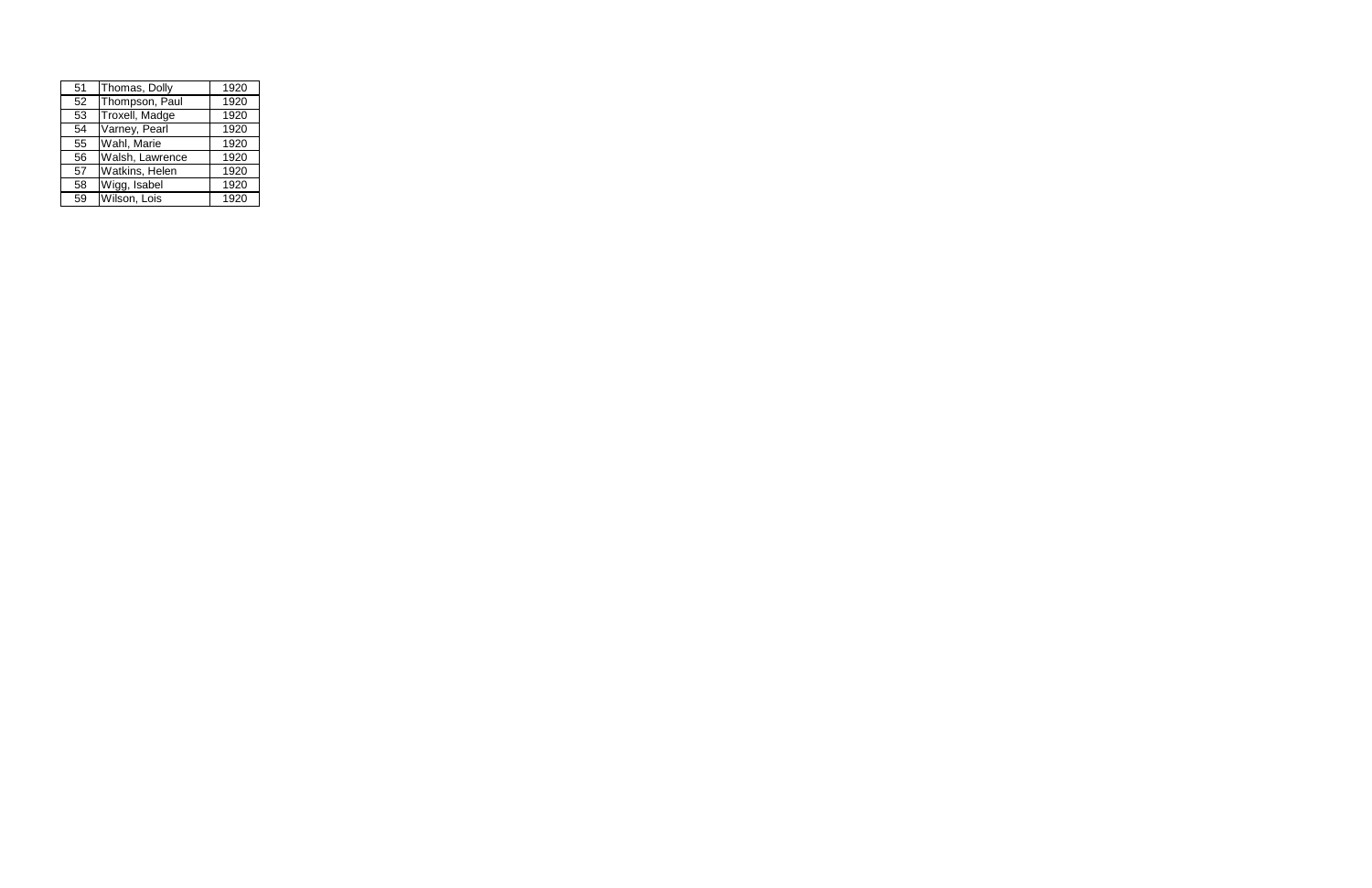| | | |
|---|---|---|
| 51 | Thomas, Dolly | 1920 |
| 52 | Thompson, Paul | 1920 |
| 53 | Troxell, Madge | 1920 |
| 54 | Varney, Pearl | 1920 |
| 55 | Wahl, Marie | 1920 |
| 56 | Walsh, Lawrence | 1920 |
| 57 | Watkins, Helen | 1920 |
| 58 | Wigg, Isabel | 1920 |
| 59 | Wilson, Lois | 1920 |